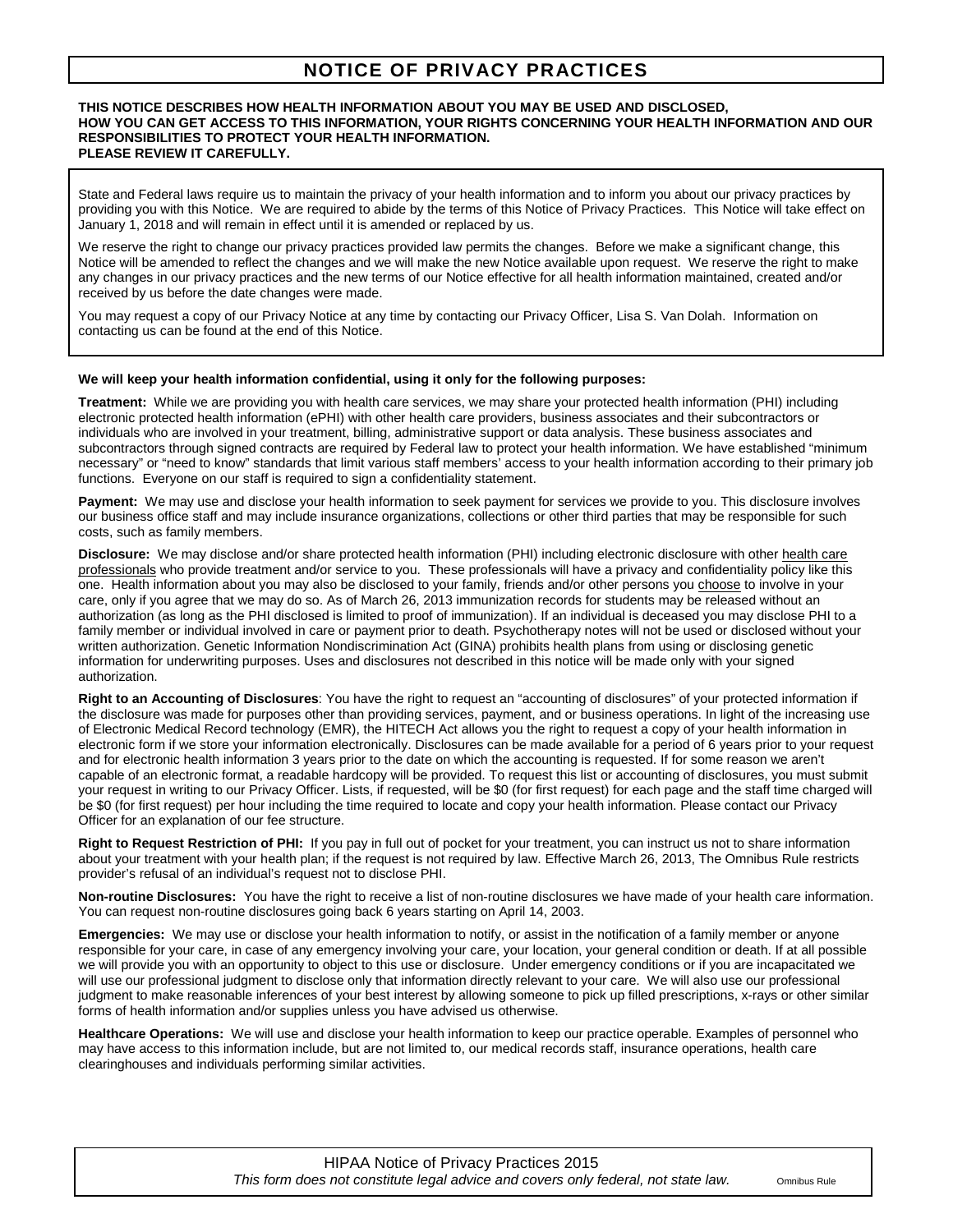# NOTICE OF PRIVACY PRACTICES

**THIS NOTICE DESCRIBES HOW HEALTH INFORMATION ABOUT YOU MAY BE USED AND DISCLOSED, HOW YOU CAN GET ACCESS TO THIS INFORMATION, YOUR RIGHTS CONCERNING YOUR HEALTH INFORMATION AND OUR RESPONSIBILITIES TO PROTECT YOUR HEALTH INFORMATION. PLEASE REVIEW IT CAREFULLY.**

State and Federal laws require us to maintain the privacy of your health information and to inform you about our privacy practices by providing you with this Notice. We are required to abide by the terms of this Notice of Privacy Practices. This Notice will take effect on January 1, 2018 and will remain in effect until it is amended or replaced by us.

We reserve the right to change our privacy practices provided law permits the changes. Before we make a significant change, this Notice will be amended to reflect the changes and we will make the new Notice available upon request. We reserve the right to make any changes in our privacy practices and the new terms of our Notice effective for all health information maintained, created and/or received by us before the date changes were made.

You may request a copy of our Privacy Notice at any time by contacting our Privacy Officer, Lisa S. Van Dolah. Information on contacting us can be found at the end of this Notice.

**We will keep your health information confidential, using it only for the following purposes:**

**Treatment:** While we are providing you with health care services, we may share your protected health information (PHI) including electronic protected health information (ePHI) with other health care providers, business associates and their subcontractors or individuals who are involved in your treatment, billing, administrative support or data analysis. These business associates and subcontractors through signed contracts are required by Federal law to protect your health information. We have established "minimum necessary" or "need to know" standards that limit various staff members' access to your health information according to their primary job functions. Everyone on our staff is required to sign a confidentiality statement.

**Payment:** We may use and disclose your health information to seek payment for services we provide to you. This disclosure involves our business office staff and may include insurance organizations, collections or other third parties that may be responsible for such costs, such as family members.

**Disclosure:** We may disclose and/or share protected health information (PHI) including electronic disclosure with other <u>health care professionals</u> who provide treatment and/or service to you. These professionals will have a privacy and confidentiality policy like this one. Health information about you may also be disclosed to your family, friends and/or other persons you <u>choose</u> to involve in your care, only if you agree that we may do so. As of March 26, 2013 immunization records for students may be released without an authorization (as long as the PHI disclosed is limited to proof of immunization). If an individual is deceased you may disclose PHI to a family member or individual involved in care or payment prior to death. Psychotherapy notes will not be used or disclosed without your written authorization. Genetic Information Nondiscrimination Act (GINA) prohibits health plans from using or disclosing genetic information for underwriting purposes. Uses and disclosures not described in this notice will be made only with your signed authorization.

**Right to an Accounting of Disclosures**: You have the right to request an "accounting of disclosures" of your protected information if the disclosure was made for purposes other than providing services, payment, and or business operations. In light of the increasing use of Electronic Medical Record technology (EMR), the HITECH Act allows you the right to request a copy of your health information in electronic form if we store your information electronically. Disclosures can be made available for a period of 6 years prior to your request and for electronic health information 3 years prior to the date on which the accounting is requested. If for some reason we aren't capable of an electronic format, a readable hardcopy will be provided. To request this list or accounting of disclosures, you must submit your request in writing to our Privacy Officer. Lists, if requested, will be $0 (for first request) for each page and the staff time charged will be $0 (for first request) per hour including the time required to locate and copy your health information. Please contact our Privacy Officer for an explanation of our fee structure.

**Right to Request Restriction of PHI:** If you pay in full out of pocket for your treatment, you can instruct us not to share information about your treatment with your health plan; if the request is not required by law. Effective March 26, 2013, The Omnibus Rule restricts provider's refusal of an individual's request not to disclose PHI.

**Non-routine Disclosures:** You have the right to receive a list of non-routine disclosures we have made of your health care information. You can request non-routine disclosures going back 6 years starting on April 14, 2003.

**Emergencies:** We may use or disclose your health information to notify, or assist in the notification of a family member or anyone responsible for your care, in case of any emergency involving your care, your location, your general condition or death. If at all possible we will provide you with an opportunity to object to this use or disclosure. Under emergency conditions or if you are incapacitated we will use our professional judgment to disclose only that information directly relevant to your care. We will also use our professional judgment to make reasonable inferences of your best interest by allowing someone to pick up filled prescriptions, x-rays or other similar forms of health information and/or supplies unless you have advised us otherwise.

**Healthcare Operations:** We will use and disclose your health information to keep our practice operable. Examples of personnel who may have access to this information include, but are not limited to, our medical records staff, insurance operations, health care clearinghouses and individuals performing similar activities.

HIPAA Notice of Privacy Practices 2015
*This form does not constitute legal advice and covers only federal, not state law.* Omnibus Rule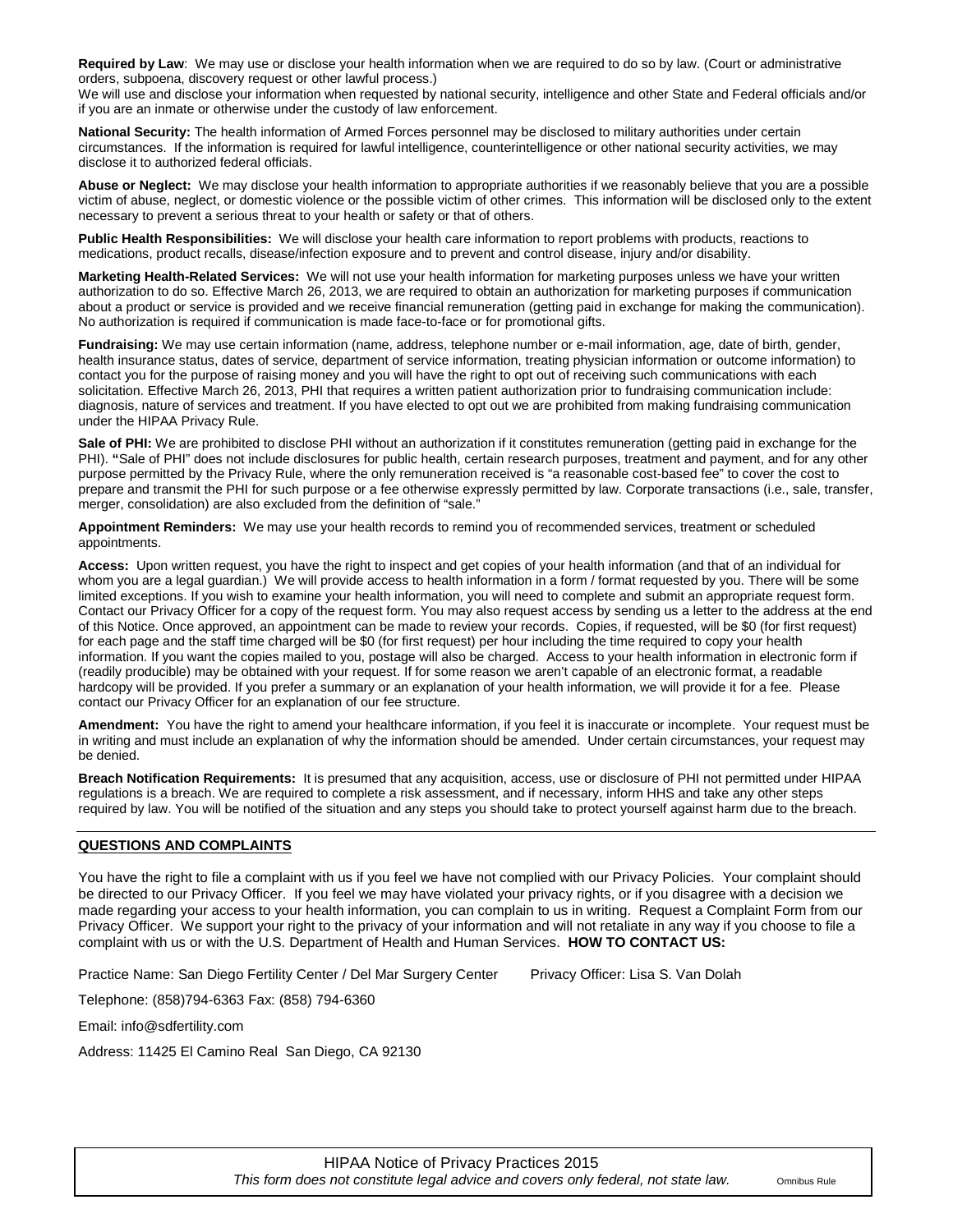**Required by Law**: We may use or disclose your health information when we are required to do so by law. (Court or administrative orders, subpoena, discovery request or other lawful process.)
We will use and disclose your information when requested by national security, intelligence and other State and Federal officials and/or if you are an inmate or otherwise under the custody of law enforcement.

**National Security:** The health information of Armed Forces personnel may be disclosed to military authorities under certain circumstances. If the information is required for lawful intelligence, counterintelligence or other national security activities, we may disclose it to authorized federal officials.

**Abuse or Neglect:** We may disclose your health information to appropriate authorities if we reasonably believe that you are a possible victim of abuse, neglect, or domestic violence or the possible victim of other crimes. This information will be disclosed only to the extent necessary to prevent a serious threat to your health or safety or that of others.

**Public Health Responsibilities:** We will disclose your health care information to report problems with products, reactions to medications, product recalls, disease/infection exposure and to prevent and control disease, injury and/or disability.

**Marketing Health-Related Services:** We will not use your health information for marketing purposes unless we have your written authorization to do so. Effective March 26, 2013, we are required to obtain an authorization for marketing purposes if communication about a product or service is provided and we receive financial remuneration (getting paid in exchange for making the communication). No authorization is required if communication is made face-to-face or for promotional gifts.

**Fundraising:** We may use certain information (name, address, telephone number or e-mail information, age, date of birth, gender, health insurance status, dates of service, department of service information, treating physician information or outcome information) to contact you for the purpose of raising money and you will have the right to opt out of receiving such communications with each solicitation. Effective March 26, 2013, PHI that requires a written patient authorization prior to fundraising communication include: diagnosis, nature of services and treatment. If you have elected to opt out we are prohibited from making fundraising communication under the HIPAA Privacy Rule.

**Sale of PHI:** We are prohibited to disclose PHI without an authorization if it constitutes remuneration (getting paid in exchange for the PHI). **"**Sale of PHI" does not include disclosures for public health, certain research purposes, treatment and payment, and for any other purpose permitted by the Privacy Rule, where the only remuneration received is "a reasonable cost-based fee" to cover the cost to prepare and transmit the PHI for such purpose or a fee otherwise expressly permitted by law. Corporate transactions (i.e., sale, transfer, merger, consolidation) are also excluded from the definition of "sale."

**Appointment Reminders:** We may use your health records to remind you of recommended services, treatment or scheduled appointments.

**Access:** Upon written request, you have the right to inspect and get copies of your health information (and that of an individual for whom you are a legal guardian.) We will provide access to health information in a form / format requested by you. There will be some limited exceptions. If you wish to examine your health information, you will need to complete and submit an appropriate request form. Contact our Privacy Officer for a copy of the request form. You may also request access by sending us a letter to the address at the end of this Notice. Once approved, an appointment can be made to review your records. Copies, if requested, will be $0 (for first request) for each page and the staff time charged will be $0 (for first request) per hour including the time required to copy your health information. If you want the copies mailed to you, postage will also be charged. Access to your health information in electronic form if (readily producible) may be obtained with your request. If for some reason we aren't capable of an electronic format, a readable hardcopy will be provided. If you prefer a summary or an explanation of your health information, we will provide it for a fee. Please contact our Privacy Officer for an explanation of our fee structure.

**Amendment:** You have the right to amend your healthcare information, if you feel it is inaccurate or incomplete. Your request must be in writing and must include an explanation of why the information should be amended. Under certain circumstances, your request may be denied.

**Breach Notification Requirements:** It is presumed that any acquisition, access, use or disclosure of PHI not permitted under HIPAA regulations is a breach. We are required to complete a risk assessment, and if necessary, inform HHS and take any other steps required by law. You will be notified of the situation and any steps you should take to protect yourself against harm due to the breach.

## QUESTIONS AND COMPLAINTS

You have the right to file a complaint with us if you feel we have not complied with our Privacy Policies. Your complaint should be directed to our Privacy Officer. If you feel we may have violated your privacy rights, or if you disagree with a decision we made regarding your access to your health information, you can complain to us in writing. Request a Complaint Form from our Privacy Officer. We support your right to the privacy of your information and will not retaliate in any way if you choose to file a complaint with us or with the U.S. Department of Health and Human Services. **HOW TO CONTACT US:**

Practice Name: San Diego Fertility Center / Del Mar Surgery Center     Privacy Officer: Lisa S. Van Dolah

Telephone: (858)794-6363 Fax: (858) 794-6360

Email: info@sdfertility.com

Address: 11425 El Camino Real San Diego, CA 92130

HIPAA Notice of Privacy Practices 2015
*This form does not constitute legal advice and covers only federal, not state law.* Omnibus Rule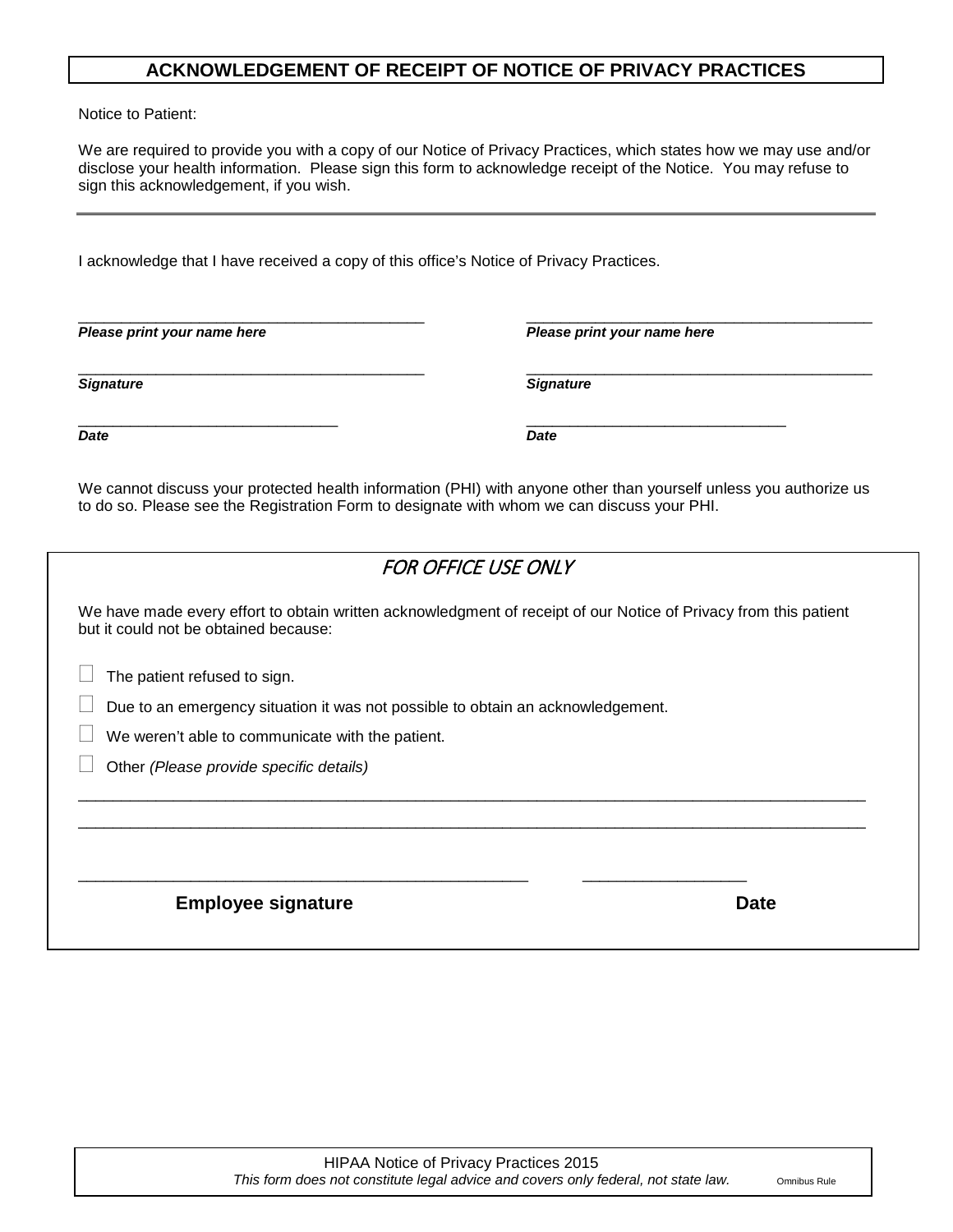# ACKNOWLEDGEMENT OF RECEIPT OF NOTICE OF PRIVACY PRACTICES

Notice to Patient:

We are required to provide you with a copy of our Notice of Privacy Practices, which states how we may use and/or disclose your health information. Please sign this form to acknowledge receipt of the Notice. You may refuse to sign this acknowledgement, if you wish.

---

I acknowledge that I have received a copy of this office's Notice of Privacy Practices.

| | |
|---|---|
| ___________________________________________ | ___________________________________________ |
| ***Please print your name here*** | ***Please print your name here*** |
| ___________________________________________ | ___________________________________________ |
| ***Signature*** | ***Signature*** |
| ________________________________ | ________________________________ |
| ***Date*** | ***Date*** |

We cannot discuss your protected health information (PHI) with anyone other than yourself unless you authorize us to do so. Please see the Registration Form to designate with whom we can discuss your PHI.

## *FOR OFFICE USE ONLY*

We have made every effort to obtain written acknowledgment of receipt of our Notice of Privacy from this patient but it could not be obtained because:

- ☐ The patient refused to sign.
- ☐ Due to an emergency situation it was not possible to obtain an acknowledgement.
- ☐ We weren't able to communicate with the patient.
- ☐ Other *(Please provide specific details)*

_______________________________________________________________________________________________

_______________________________________________________________________________________________

| | |
|---|---|
| _______________________________________________________ | __________________ |
| **Employee signature** | **Date** |

HIPAA Notice of Privacy Practices 2015

*This form does not constitute legal advice and covers only federal, not state law.* Omnibus Rule